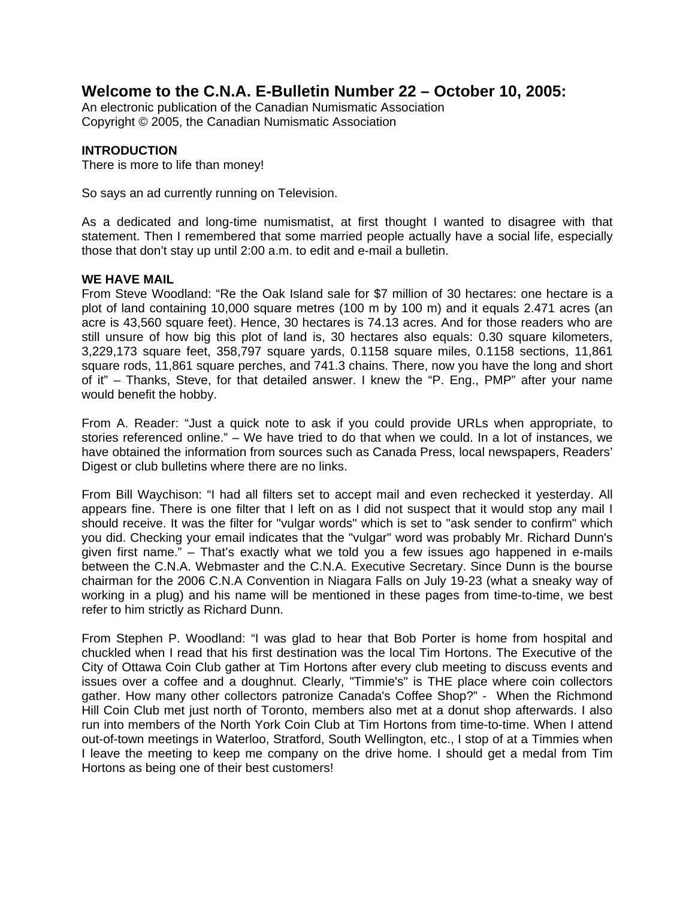# Welcome to the C.N.A. E-Bulletin Number 22 – October 10, 2005:

An electronic publication of the Canadian Numismatic Association
Copyright © 2005, the Canadian Numismatic Association

**INTRODUCTION**

There is more to life than money!

So says an ad currently running on Television.

As a dedicated and long-time numismatist, at first thought I wanted to disagree with that statement. Then I remembered that some married people actually have a social life, especially those that don't stay up until 2:00 a.m. to edit and e-mail a bulletin.

**WE HAVE MAIL**

From Steve Woodland: "Re the Oak Island sale for $7 million of 30 hectares: one hectare is a plot of land containing 10,000 square metres (100 m by 100 m) and it equals 2.471 acres (an acre is 43,560 square feet). Hence, 30 hectares is 74.13 acres. And for those readers who are still unsure of how big this plot of land is, 30 hectares also equals: 0.30 square kilometers, 3,229,173 square feet, 358,797 square yards, 0.1158 square miles, 0.1158 sections, 11,861 square rods, 11,861 square perches, and 741.3 chains. There, now you have the long and short of it" – Thanks, Steve, for that detailed answer. I knew the "P. Eng., PMP" after your name would benefit the hobby.

From A. Reader: "Just a quick note to ask if you could provide URLs when appropriate, to stories referenced online." – We have tried to do that when we could. In a lot of instances, we have obtained the information from sources such as Canada Press, local newspapers, Readers' Digest or club bulletins where there are no links.

From Bill Waychison: "I had all filters set to accept mail and even rechecked it yesterday. All appears fine. There is one filter that I left on as I did not suspect that it would stop any mail I should receive. It was the filter for "vulgar words" which is set to "ask sender to confirm" which you did. Checking your email indicates that the "vulgar" word was probably Mr. Richard Dunn's given first name." – That's exactly what we told you a few issues ago happened in e-mails between the C.N.A. Webmaster and the C.N.A. Executive Secretary. Since Dunn is the bourse chairman for the 2006 C.N.A Convention in Niagara Falls on July 19-23 (what a sneaky way of working in a plug) and his name will be mentioned in these pages from time-to-time, we best refer to him strictly as Richard Dunn.

From Stephen P. Woodland: "I was glad to hear that Bob Porter is home from hospital and chuckled when I read that his first destination was the local Tim Hortons. The Executive of the City of Ottawa Coin Club gather at Tim Hortons after every club meeting to discuss events and issues over a coffee and a doughnut. Clearly, "Timmie's" is THE place where coin collectors gather. How many other collectors patronize Canada's Coffee Shop?" - When the Richmond Hill Coin Club met just north of Toronto, members also met at a donut shop afterwards. I also run into members of the North York Coin Club at Tim Hortons from time-to-time. When I attend out-of-town meetings in Waterloo, Stratford, South Wellington, etc., I stop of at a Timmies when I leave the meeting to keep me company on the drive home. I should get a medal from Tim Hortons as being one of their best customers!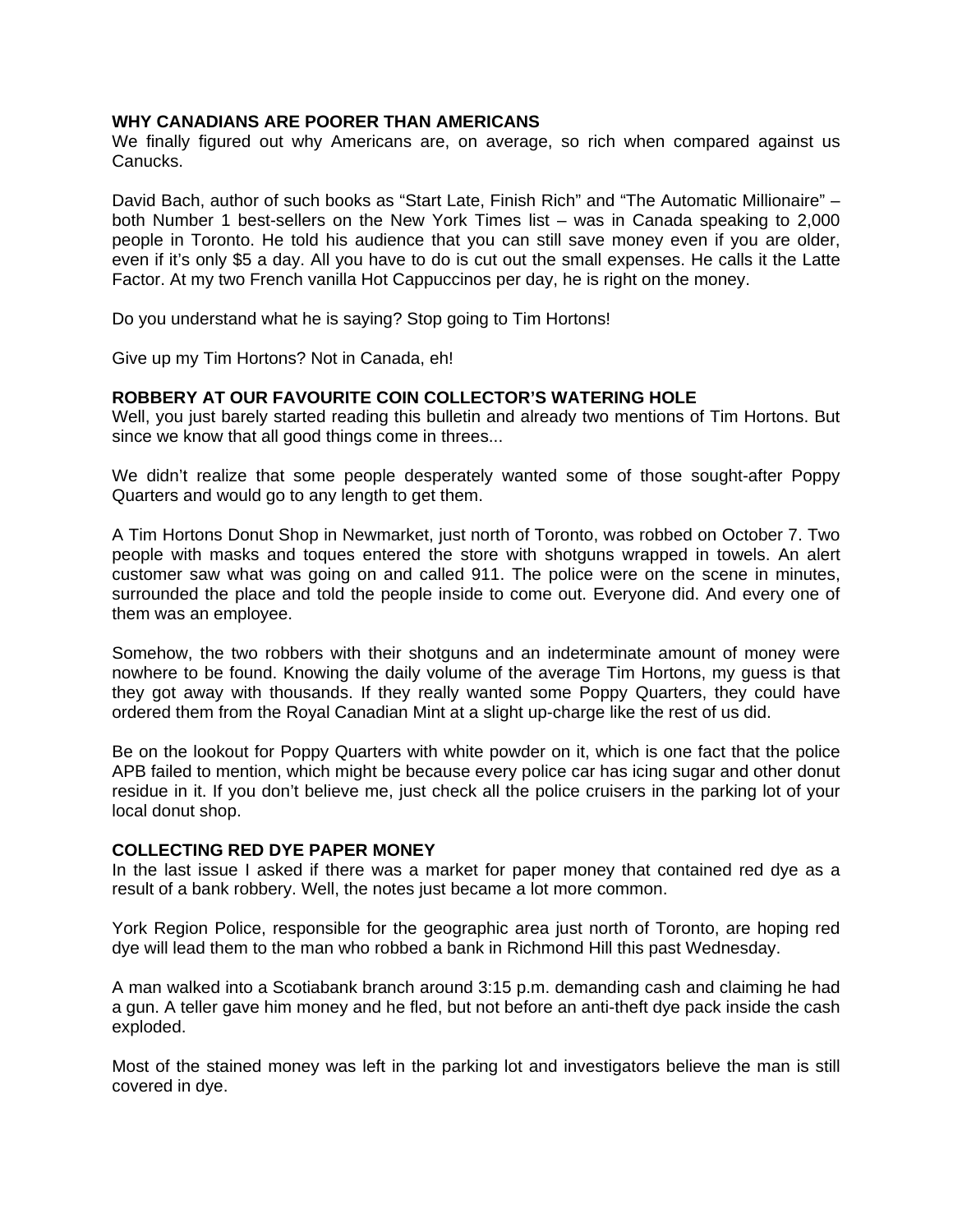**WHY CANADIANS ARE POORER THAN AMERICANS**

We finally figured out why Americans are, on average, so rich when compared against us Canucks.

David Bach, author of such books as "Start Late, Finish Rich" and "The Automatic Millionaire" – both Number 1 best-sellers on the New York Times list – was in Canada speaking to 2,000 people in Toronto. He told his audience that you can still save money even if you are older, even if it's only $5 a day. All you have to do is cut out the small expenses. He calls it the Latte Factor. At my two French vanilla Hot Cappuccinos per day, he is right on the money.

Do you understand what he is saying? Stop going to Tim Hortons!

Give up my Tim Hortons? Not in Canada, eh!

**ROBBERY AT OUR FAVOURITE COIN COLLECTOR'S WATERING HOLE**

Well, you just barely started reading this bulletin and already two mentions of Tim Hortons. But since we know that all good things come in threes...

We didn't realize that some people desperately wanted some of those sought-after Poppy Quarters and would go to any length to get them.

A Tim Hortons Donut Shop in Newmarket, just north of Toronto, was robbed on October 7. Two people with masks and toques entered the store with shotguns wrapped in towels. An alert customer saw what was going on and called 911. The police were on the scene in minutes, surrounded the place and told the people inside to come out. Everyone did. And every one of them was an employee.

Somehow, the two robbers with their shotguns and an indeterminate amount of money were nowhere to be found. Knowing the daily volume of the average Tim Hortons, my guess is that they got away with thousands. If they really wanted some Poppy Quarters, they could have ordered them from the Royal Canadian Mint at a slight up-charge like the rest of us did.

Be on the lookout for Poppy Quarters with white powder on it, which is one fact that the police APB failed to mention, which might be because every police car has icing sugar and other donut residue in it. If you don't believe me, just check all the police cruisers in the parking lot of your local donut shop.

**COLLECTING RED DYE PAPER MONEY**

In the last issue I asked if there was a market for paper money that contained red dye as a result of a bank robbery. Well, the notes just became a lot more common.

York Region Police, responsible for the geographic area just north of Toronto, are hoping red dye will lead them to the man who robbed a bank in Richmond Hill this past Wednesday.

A man walked into a Scotiabank branch around 3:15 p.m. demanding cash and claiming he had a gun. A teller gave him money and he fled, but not before an anti-theft dye pack inside the cash exploded.

Most of the stained money was left in the parking lot and investigators believe the man is still covered in dye.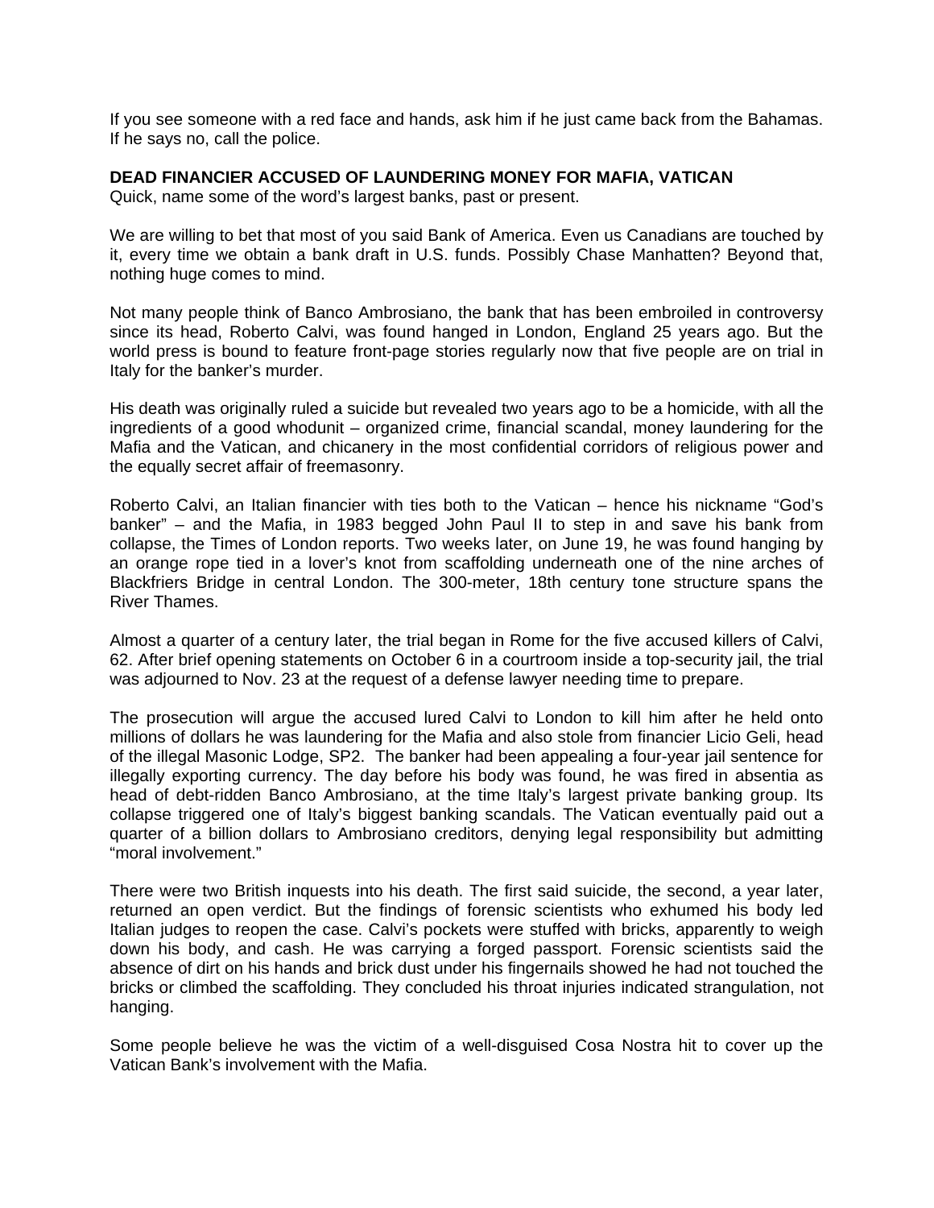If you see someone with a red face and hands, ask him if he just came back from the Bahamas. If he says no, call the police.

**DEAD FINANCIER ACCUSED OF LAUNDERING MONEY FOR MAFIA, VATICAN**

Quick, name some of the word's largest banks, past or present.

We are willing to bet that most of you said Bank of America. Even us Canadians are touched by it, every time we obtain a bank draft in U.S. funds. Possibly Chase Manhatten? Beyond that, nothing huge comes to mind.

Not many people think of Banco Ambrosiano, the bank that has been embroiled in controversy since its head, Roberto Calvi, was found hanged in London, England 25 years ago. But the world press is bound to feature front-page stories regularly now that five people are on trial in Italy for the banker's murder.

His death was originally ruled a suicide but revealed two years ago to be a homicide, with all the ingredients of a good whodunit – organized crime, financial scandal, money laundering for the Mafia and the Vatican, and chicanery in the most confidential corridors of religious power and the equally secret affair of freemasonry.

Roberto Calvi, an Italian financier with ties both to the Vatican – hence his nickname "God's banker" – and the Mafia, in 1983 begged John Paul II to step in and save his bank from collapse, the Times of London reports. Two weeks later, on June 19, he was found hanging by an orange rope tied in a lover's knot from scaffolding underneath one of the nine arches of Blackfriers Bridge in central London. The 300-meter, 18th century tone structure spans the River Thames.

Almost a quarter of a century later, the trial began in Rome for the five accused killers of Calvi, 62. After brief opening statements on October 6 in a courtroom inside a top-security jail, the trial was adjourned to Nov. 23 at the request of a defense lawyer needing time to prepare.

The prosecution will argue the accused lured Calvi to London to kill him after he held onto millions of dollars he was laundering for the Mafia and also stole from financier Licio Geli, head of the illegal Masonic Lodge, SP2. The banker had been appealing a four-year jail sentence for illegally exporting currency. The day before his body was found, he was fired in absentia as head of debt-ridden Banco Ambrosiano, at the time Italy's largest private banking group. Its collapse triggered one of Italy's biggest banking scandals. The Vatican eventually paid out a quarter of a billion dollars to Ambrosiano creditors, denying legal responsibility but admitting "moral involvement."

There were two British inquests into his death. The first said suicide, the second, a year later, returned an open verdict. But the findings of forensic scientists who exhumed his body led Italian judges to reopen the case. Calvi's pockets were stuffed with bricks, apparently to weigh down his body, and cash. He was carrying a forged passport. Forensic scientists said the absence of dirt on his hands and brick dust under his fingernails showed he had not touched the bricks or climbed the scaffolding. They concluded his throat injuries indicated strangulation, not hanging.

Some people believe he was the victim of a well-disguised Cosa Nostra hit to cover up the Vatican Bank's involvement with the Mafia.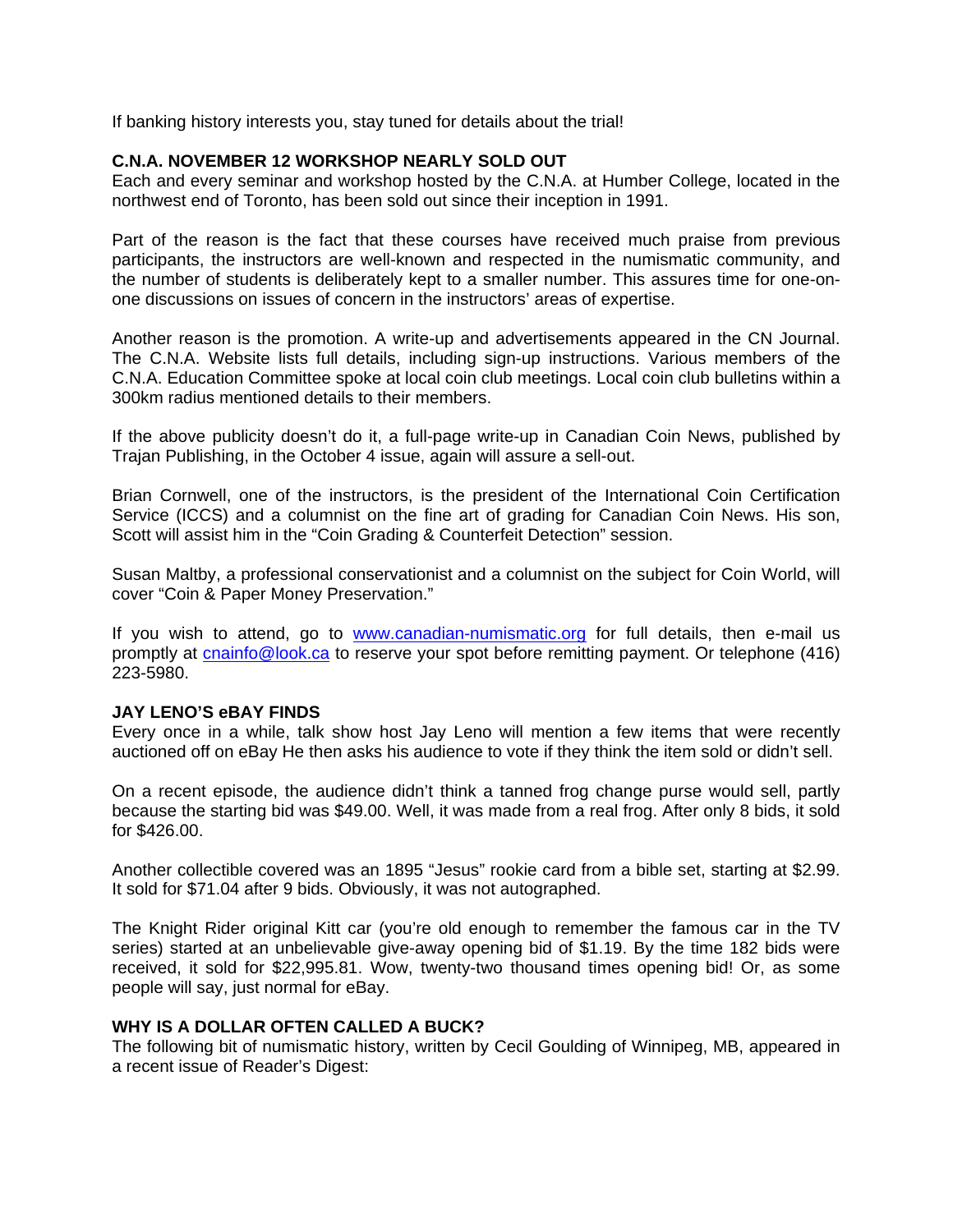If banking history interests you, stay tuned for details about the trial!

**C.N.A. NOVEMBER 12 WORKSHOP NEARLY SOLD OUT**

Each and every seminar and workshop hosted by the C.N.A. at Humber College, located in the northwest end of Toronto, has been sold out since their inception in 1991.

Part of the reason is the fact that these courses have received much praise from previous participants, the instructors are well-known and respected in the numismatic community, and the number of students is deliberately kept to a smaller number. This assures time for one-on-one discussions on issues of concern in the instructors' areas of expertise.

Another reason is the promotion. A write-up and advertisements appeared in the CN Journal. The C.N.A. Website lists full details, including sign-up instructions. Various members of the C.N.A. Education Committee spoke at local coin club meetings. Local coin club bulletins within a 300km radius mentioned details to their members.

If the above publicity doesn't do it, a full-page write-up in Canadian Coin News, published by Trajan Publishing, in the October 4 issue, again will assure a sell-out.

Brian Cornwell, one of the instructors, is the president of the International Coin Certification Service (ICCS) and a columnist on the fine art of grading for Canadian Coin News. His son, Scott will assist him in the "Coin Grading & Counterfeit Detection" session.

Susan Maltby, a professional conservationist and a columnist on the subject for Coin World, will cover "Coin & Paper Money Preservation."

If you wish to attend, go to www.canadian-numismatic.org for full details, then e-mail us promptly at cnainfo@look.ca to reserve your spot before remitting payment. Or telephone (416) 223-5980.

**JAY LENO'S eBAY FINDS**

Every once in a while, talk show host Jay Leno will mention a few items that were recently auctioned off on eBay He then asks his audience to vote if they think the item sold or didn't sell.

On a recent episode, the audience didn't think a tanned frog change purse would sell, partly because the starting bid was $49.00. Well, it was made from a real frog. After only 8 bids, it sold for $426.00.

Another collectible covered was an 1895 "Jesus" rookie card from a bible set, starting at $2.99. It sold for $71.04 after 9 bids. Obviously, it was not autographed.

The Knight Rider original Kitt car (you're old enough to remember the famous car in the TV series) started at an unbelievable give-away opening bid of $1.19. By the time 182 bids were received, it sold for $22,995.81. Wow, twenty-two thousand times opening bid! Or, as some people will say, just normal for eBay.

**WHY IS A DOLLAR OFTEN CALLED A BUCK?**

The following bit of numismatic history, written by Cecil Goulding of Winnipeg, MB, appeared in a recent issue of Reader's Digest: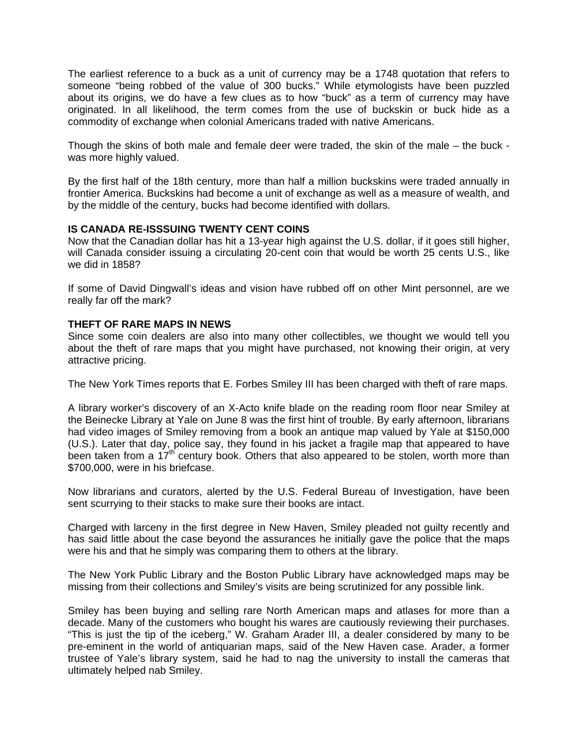The earliest reference to a buck as a unit of currency may be a 1748 quotation that refers to someone "being robbed of the value of 300 bucks." While etymologists have been puzzled about its origins, we do have a few clues as to how "buck" as a term of currency may have originated. In all likelihood, the term comes from the use of buckskin or buck hide as a commodity of exchange when colonial Americans traded with native Americans.

Though the skins of both male and female deer were traded, the skin of the male – the buck - was more highly valued.

By the first half of the 18th century, more than half a million buckskins were traded annually in frontier America. Buckskins had become a unit of exchange as well as a measure of wealth, and by the middle of the century, bucks had become identified with dollars.

**IS CANADA RE-ISSSUING TWENTY CENT COINS**

Now that the Canadian dollar has hit a 13-year high against the U.S. dollar, if it goes still higher, will Canada consider issuing a circulating 20-cent coin that would be worth 25 cents U.S., like we did in 1858?

If some of David Dingwall's ideas and vision have rubbed off on other Mint personnel, are we really far off the mark?

**THEFT OF RARE MAPS IN NEWS**

Since some coin dealers are also into many other collectibles, we thought we would tell you about the theft of rare maps that you might have purchased, not knowing their origin, at very attractive pricing.

The New York Times reports that E. Forbes Smiley III has been charged with theft of rare maps.

A library worker's discovery of an X-Acto knife blade on the reading room floor near Smiley at the Beinecke Library at Yale on June 8 was the first hint of trouble. By early afternoon, librarians had video images of Smiley removing from a book an antique map valued by Yale at $150,000 (U.S.). Later that day, police say, they found in his jacket a fragile map that appeared to have been taken from a 17th century book. Others that also appeared to be stolen, worth more than $700,000, were in his briefcase.

Now librarians and curators, alerted by the U.S. Federal Bureau of Investigation, have been sent scurrying to their stacks to make sure their books are intact.

Charged with larceny in the first degree in New Haven, Smiley pleaded not guilty recently and has said little about the case beyond the assurances he initially gave the police that the maps were his and that he simply was comparing them to others at the library.

The New York Public Library and the Boston Public Library have acknowledged maps may be missing from their collections and Smiley's visits are being scrutinized for any possible link.

Smiley has been buying and selling rare North American maps and atlases for more than a decade. Many of the customers who bought his wares are cautiously reviewing their purchases. "This is just the tip of the iceberg," W. Graham Arader III, a dealer considered by many to be pre-eminent in the world of antiquarian maps, said of the New Haven case. Arader, a former trustee of Yale's library system, said he had to nag the university to install the cameras that ultimately helped nab Smiley.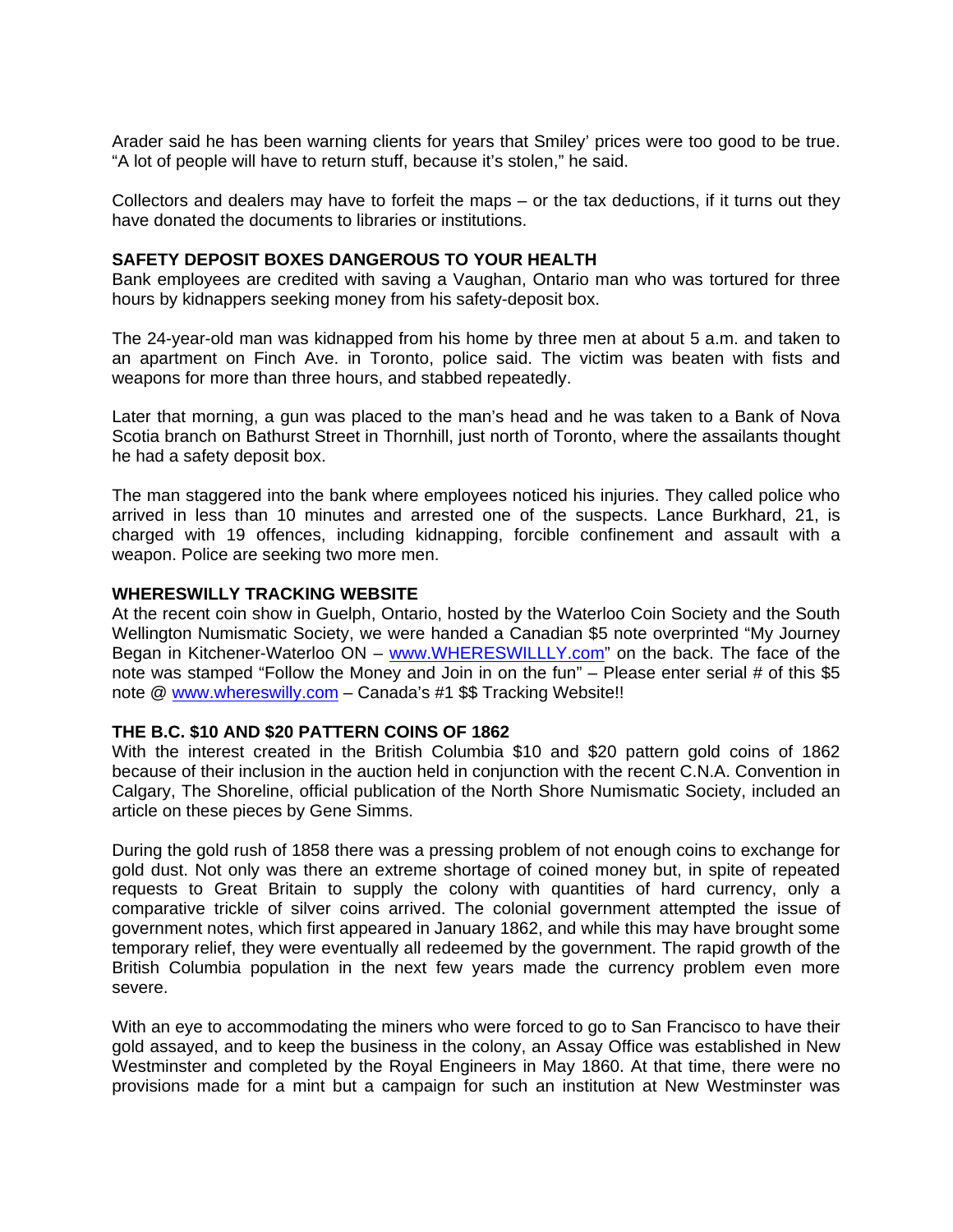Arader said he has been warning clients for years that Smiley' prices were too good to be true. "A lot of people will have to return stuff, because it's stolen," he said.

Collectors and dealers may have to forfeit the maps – or the tax deductions, if it turns out they have donated the documents to libraries or institutions.

**SAFETY DEPOSIT BOXES DANGEROUS TO YOUR HEALTH**

Bank employees are credited with saving a Vaughan, Ontario man who was tortured for three hours by kidnappers seeking money from his safety-deposit box.

The 24-year-old man was kidnapped from his home by three men at about 5 a.m. and taken to an apartment on Finch Ave. in Toronto, police said. The victim was beaten with fists and weapons for more than three hours, and stabbed repeatedly.

Later that morning, a gun was placed to the man's head and he was taken to a Bank of Nova Scotia branch on Bathurst Street in Thornhill, just north of Toronto, where the assailants thought he had a safety deposit box.

The man staggered into the bank where employees noticed his injuries. They called police who arrived in less than 10 minutes and arrested one of the suspects. Lance Burkhard, 21, is charged with 19 offences, including kidnapping, forcible confinement and assault with a weapon. Police are seeking two more men.

**WHERESWILLY TRACKING WEBSITE**

At the recent coin show in Guelph, Ontario, hosted by the Waterloo Coin Society and the South Wellington Numismatic Society, we were handed a Canadian $5 note overprinted "My Journey Began in Kitchener-Waterloo ON – [www.WHERESWILLLY.com](www.WHERESWILLLY.com)" on the back. The face of the note was stamped "Follow the Money and Join in on the fun" – Please enter serial # of this $5 note @ [www.whereswilly.com](www.whereswilly.com) – Canada's #1 $$ Tracking Website!!

**THE B.C. $10 AND $20 PATTERN COINS OF 1862**

With the interest created in the British Columbia $10 and $20 pattern gold coins of 1862 because of their inclusion in the auction held in conjunction with the recent C.N.A. Convention in Calgary, The Shoreline, official publication of the North Shore Numismatic Society, included an article on these pieces by Gene Simms.

During the gold rush of 1858 there was a pressing problem of not enough coins to exchange for gold dust. Not only was there an extreme shortage of coined money but, in spite of repeated requests to Great Britain to supply the colony with quantities of hard currency, only a comparative trickle of silver coins arrived. The colonial government attempted the issue of government notes, which first appeared in January 1862, and while this may have brought some temporary relief, they were eventually all redeemed by the government. The rapid growth of the British Columbia population in the next few years made the currency problem even more severe.

With an eye to accommodating the miners who were forced to go to San Francisco to have their gold assayed, and to keep the business in the colony, an Assay Office was established in New Westminster and completed by the Royal Engineers in May 1860. At that time, there were no provisions made for a mint but a campaign for such an institution at New Westminster was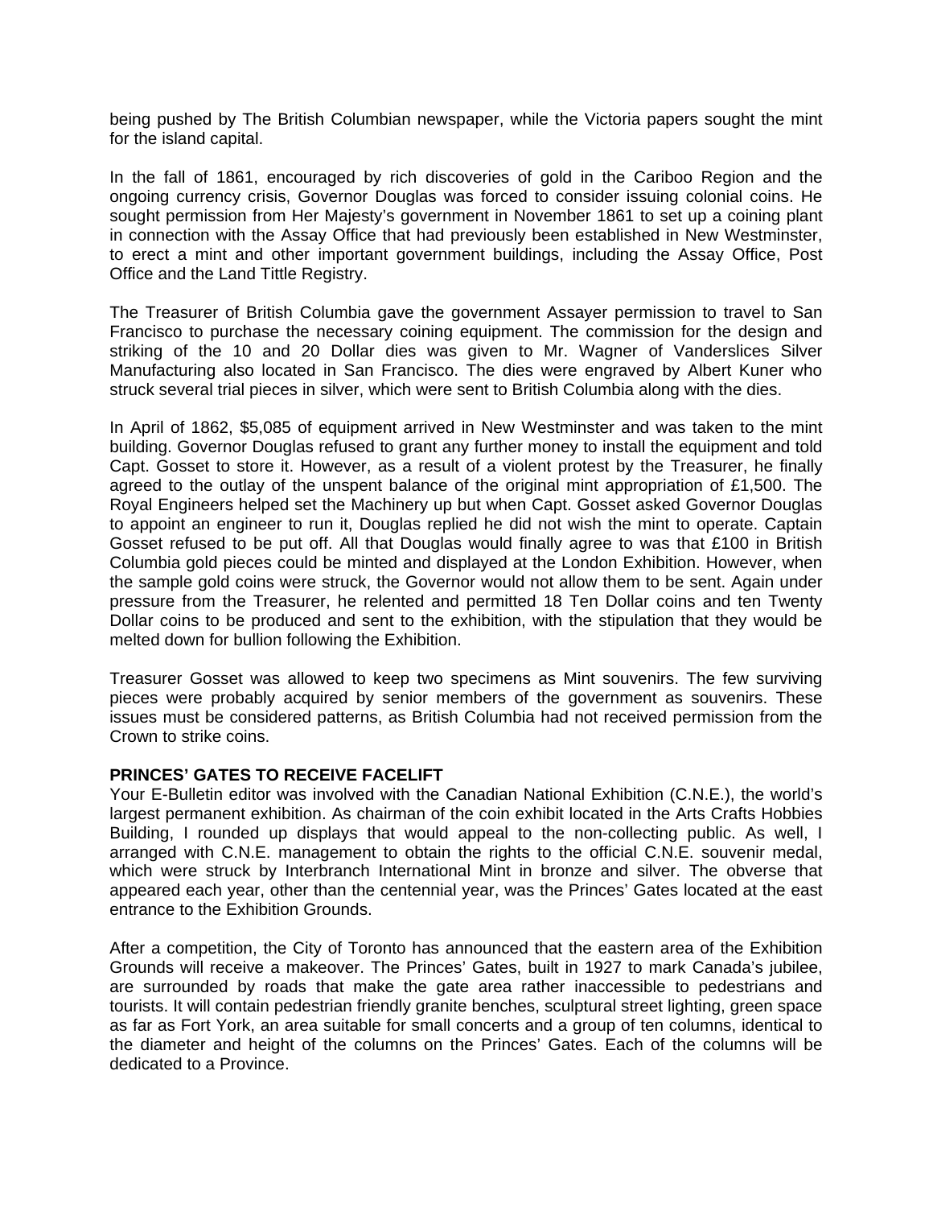being pushed by The British Columbian newspaper, while the Victoria papers sought the mint for the island capital.

In the fall of 1861, encouraged by rich discoveries of gold in the Cariboo Region and the ongoing currency crisis, Governor Douglas was forced to consider issuing colonial coins. He sought permission from Her Majesty's government in November 1861 to set up a coining plant in connection with the Assay Office that had previously been established in New Westminster, to erect a mint and other important government buildings, including the Assay Office, Post Office and the Land Tittle Registry.

The Treasurer of British Columbia gave the government Assayer permission to travel to San Francisco to purchase the necessary coining equipment. The commission for the design and striking of the 10 and 20 Dollar dies was given to Mr. Wagner of Vanderslices Silver Manufacturing also located in San Francisco. The dies were engraved by Albert Kuner who struck several trial pieces in silver, which were sent to British Columbia along with the dies.

In April of 1862, $5,085 of equipment arrived in New Westminster and was taken to the mint building. Governor Douglas refused to grant any further money to install the equipment and told Capt. Gosset to store it. However, as a result of a violent protest by the Treasurer, he finally agreed to the outlay of the unspent balance of the original mint appropriation of £1,500. The Royal Engineers helped set the Machinery up but when Capt. Gosset asked Governor Douglas to appoint an engineer to run it, Douglas replied he did not wish the mint to operate. Captain Gosset refused to be put off. All that Douglas would finally agree to was that £100 in British Columbia gold pieces could be minted and displayed at the London Exhibition. However, when the sample gold coins were struck, the Governor would not allow them to be sent. Again under pressure from the Treasurer, he relented and permitted 18 Ten Dollar coins and ten Twenty Dollar coins to be produced and sent to the exhibition, with the stipulation that they would be melted down for bullion following the Exhibition.

Treasurer Gosset was allowed to keep two specimens as Mint souvenirs. The few surviving pieces were probably acquired by senior members of the government as souvenirs. These issues must be considered patterns, as British Columbia had not received permission from the Crown to strike coins.

**PRINCES' GATES TO RECEIVE FACELIFT**

Your E-Bulletin editor was involved with the Canadian National Exhibition (C.N.E.), the world's largest permanent exhibition. As chairman of the coin exhibit located in the Arts Crafts Hobbies Building, I rounded up displays that would appeal to the non-collecting public. As well, I arranged with C.N.E. management to obtain the rights to the official C.N.E. souvenir medal, which were struck by Interbranch International Mint in bronze and silver. The obverse that appeared each year, other than the centennial year, was the Princes' Gates located at the east entrance to the Exhibition Grounds.

After a competition, the City of Toronto has announced that the eastern area of the Exhibition Grounds will receive a makeover. The Princes' Gates, built in 1927 to mark Canada's jubilee, are surrounded by roads that make the gate area rather inaccessible to pedestrians and tourists. It will contain pedestrian friendly granite benches, sculptural street lighting, green space as far as Fort York, an area suitable for small concerts and a group of ten columns, identical to the diameter and height of the columns on the Princes' Gates. Each of the columns will be dedicated to a Province.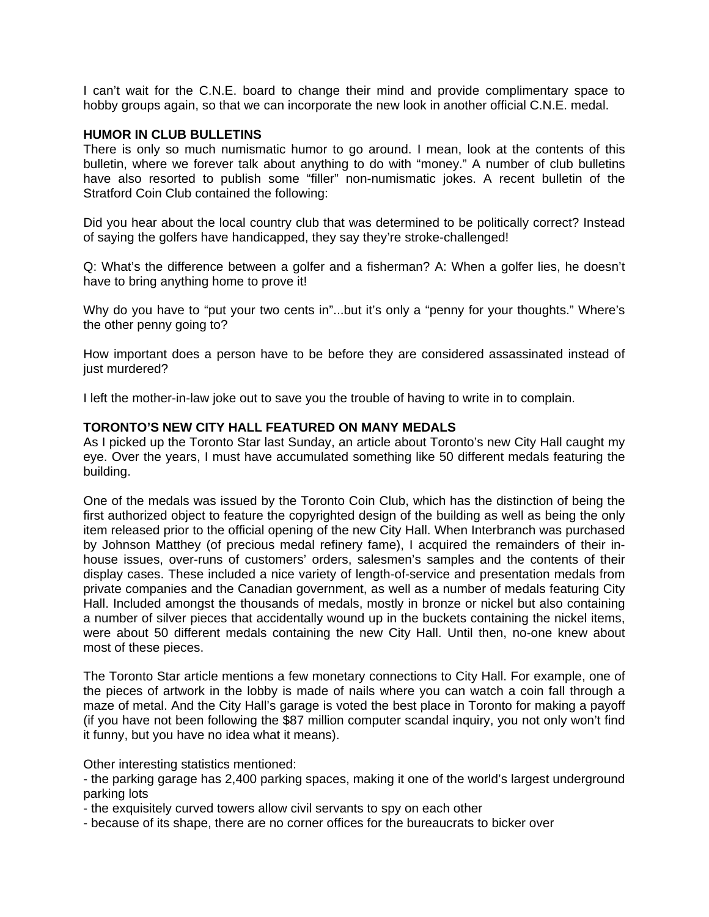I can't wait for the C.N.E. board to change their mind and provide complimentary space to hobby groups again, so that we can incorporate the new look in another official C.N.E. medal.

**HUMOR IN CLUB BULLETINS**

There is only so much numismatic humor to go around. I mean, look at the contents of this bulletin, where we forever talk about anything to do with "money." A number of club bulletins have also resorted to publish some "filler" non-numismatic jokes. A recent bulletin of the Stratford Coin Club contained the following:

Did you hear about the local country club that was determined to be politically correct? Instead of saying the golfers have handicapped, they say they're stroke-challenged!

Q: What's the difference between a golfer and a fisherman? A: When a golfer lies, he doesn't have to bring anything home to prove it!

Why do you have to "put your two cents in"...but it's only a "penny for your thoughts." Where's the other penny going to?

How important does a person have to be before they are considered assassinated instead of just murdered?

I left the mother-in-law joke out to save you the trouble of having to write in to complain.

**TORONTO'S NEW CITY HALL FEATURED ON MANY MEDALS**

As I picked up the Toronto Star last Sunday, an article about Toronto's new City Hall caught my eye. Over the years, I must have accumulated something like 50 different medals featuring the building.

One of the medals was issued by the Toronto Coin Club, which has the distinction of being the first authorized object to feature the copyrighted design of the building as well as being the only item released prior to the official opening of the new City Hall. When Interbranch was purchased by Johnson Matthey (of precious medal refinery fame), I acquired the remainders of their in-house issues, over-runs of customers' orders, salesmen's samples and the contents of their display cases. These included a nice variety of length-of-service and presentation medals from private companies and the Canadian government, as well as a number of medals featuring City Hall. Included amongst the thousands of medals, mostly in bronze or nickel but also containing a number of silver pieces that accidentally wound up in the buckets containing the nickel items, were about 50 different medals containing the new City Hall. Until then, no-one knew about most of these pieces.

The Toronto Star article mentions a few monetary connections to City Hall. For example, one of the pieces of artwork in the lobby is made of nails where you can watch a coin fall through a maze of metal. And the City Hall's garage is voted the best place in Toronto for making a payoff (if you have not been following the $87 million computer scandal inquiry, you not only won't find it funny, but you have no idea what it means).

Other interesting statistics mentioned:

- the parking garage has 2,400 parking spaces, making it one of the world's largest underground parking lots
- the exquisitely curved towers allow civil servants to spy on each other
- because of its shape, there are no corner offices for the bureaucrats to bicker over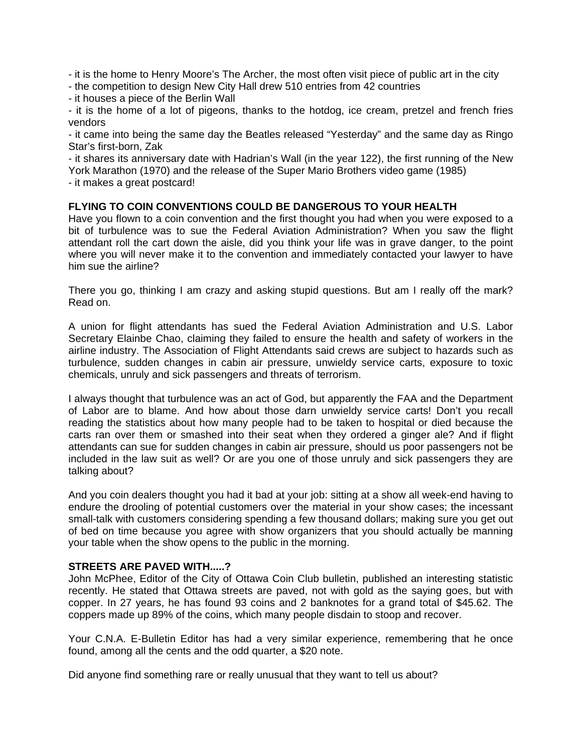- it is the home to Henry Moore's The Archer, the most often visit piece of public art in the city
- the competition to design New City Hall drew 510 entries from 42 countries
- it houses a piece of the Berlin Wall
- it is the home of a lot of pigeons, thanks to the hotdog, ice cream, pretzel and french fries vendors
- it came into being the same day the Beatles released "Yesterday" and the same day as Ringo Star's first-born, Zak
- it shares its anniversary date with Hadrian's Wall (in the year 122), the first running of the New York Marathon (1970) and the release of the Super Mario Brothers video game (1985)
- it makes a great postcard!

**FLYING TO COIN CONVENTIONS COULD BE DANGEROUS TO YOUR HEALTH**

Have you flown to a coin convention and the first thought you had when you were exposed to a bit of turbulence was to sue the Federal Aviation Administration? When you saw the flight attendant roll the cart down the aisle, did you think your life was in grave danger, to the point where you will never make it to the convention and immediately contacted your lawyer to have him sue the airline?

There you go, thinking I am crazy and asking stupid questions. But am I really off the mark? Read on.

A union for flight attendants has sued the Federal Aviation Administration and U.S. Labor Secretary Elainbe Chao, claiming they failed to ensure the health and safety of workers in the airline industry. The Association of Flight Attendants said crews are subject to hazards such as turbulence, sudden changes in cabin air pressure, unwieldy service carts, exposure to toxic chemicals, unruly and sick passengers and threats of terrorism.

I always thought that turbulence was an act of God, but apparently the FAA and the Department of Labor are to blame. And how about those darn unwieldy service carts! Don't you recall reading the statistics about how many people had to be taken to hospital or died because the carts ran over them or smashed into their seat when they ordered a ginger ale? And if flight attendants can sue for sudden changes in cabin air pressure, should us poor passengers not be included in the law suit as well? Or are you one of those unruly and sick passengers they are talking about?

And you coin dealers thought you had it bad at your job: sitting at a show all week-end having to endure the drooling of potential customers over the material in your show cases; the incessant small-talk with customers considering spending a few thousand dollars; making sure you get out of bed on time because you agree with show organizers that you should actually be manning your table when the show opens to the public in the morning.

**STREETS ARE PAVED WITH.....?**

John McPhee, Editor of the City of Ottawa Coin Club bulletin, published an interesting statistic recently. He stated that Ottawa streets are paved, not with gold as the saying goes, but with copper. In 27 years, he has found 93 coins and 2 banknotes for a grand total of $45.62. The coppers made up 89% of the coins, which many people disdain to stoop and recover.

Your C.N.A. E-Bulletin Editor has had a very similar experience, remembering that he once found, among all the cents and the odd quarter, a $20 note.

Did anyone find something rare or really unusual that they want to tell us about?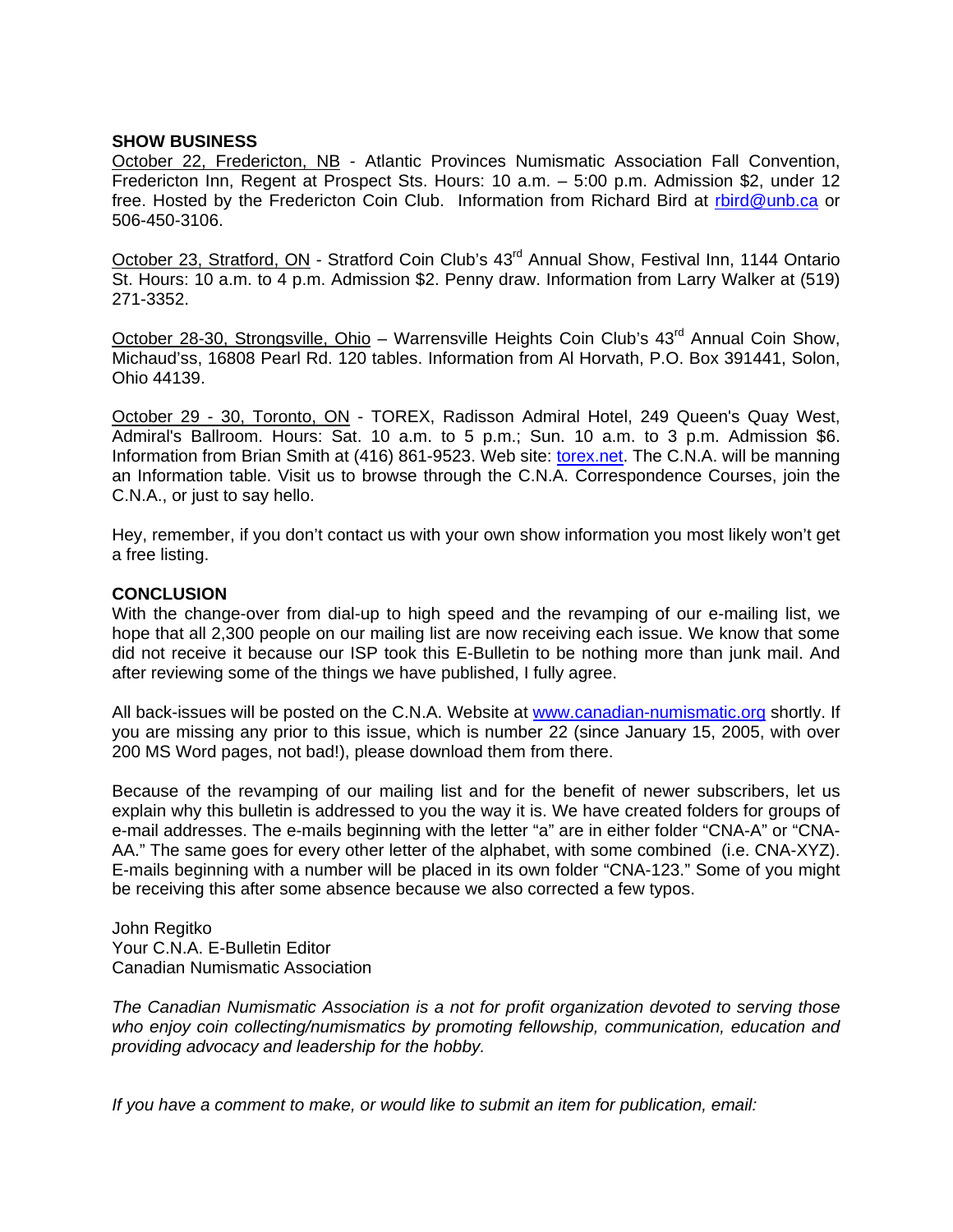## SHOW BUSINESS

October 22, Fredericton, NB - Atlantic Provinces Numismatic Association Fall Convention, Fredericton Inn, Regent at Prospect Sts. Hours: 10 a.m. – 5:00 p.m. Admission $2, under 12 free. Hosted by the Fredericton Coin Club. Information from Richard Bird at rbird@unb.ca or 506-450-3106.

October 23, Stratford, ON - Stratford Coin Club's 43rd Annual Show, Festival Inn, 1144 Ontario St. Hours: 10 a.m. to 4 p.m. Admission $2. Penny draw. Information from Larry Walker at (519) 271-3352.

October 28-30, Strongsville, Ohio – Warrensville Heights Coin Club's 43rd Annual Coin Show, Michaud'ss, 16808 Pearl Rd. 120 tables. Information from Al Horvath, P.O. Box 391441, Solon, Ohio 44139.

October 29 - 30, Toronto, ON - TOREX, Radisson Admiral Hotel, 249 Queen's Quay West, Admiral's Ballroom. Hours: Sat. 10 a.m. to 5 p.m.; Sun. 10 a.m. to 3 p.m. Admission $6. Information from Brian Smith at (416) 861-9523. Web site: torex.net. The C.N.A. will be manning an Information table. Visit us to browse through the C.N.A. Correspondence Courses, join the C.N.A., or just to say hello.

Hey, remember, if you don't contact us with your own show information you most likely won't get a free listing.

## CONCLUSION

With the change-over from dial-up to high speed and the revamping of our e-mailing list, we hope that all 2,300 people on our mailing list are now receiving each issue. We know that some did not receive it because our ISP took this E-Bulletin to be nothing more than junk mail. And after reviewing some of the things we have published, I fully agree.

All back-issues will be posted on the C.N.A. Website at www.canadian-numismatic.org shortly. If you are missing any prior to this issue, which is number 22 (since January 15, 2005, with over 200 MS Word pages, not bad!), please download them from there.

Because of the revamping of our mailing list and for the benefit of newer subscribers, let us explain why this bulletin is addressed to you the way it is. We have created folders for groups of e-mail addresses. The e-mails beginning with the letter "a" are in either folder "CNA-A" or "CNA-AA." The same goes for every other letter of the alphabet, with some combined (i.e. CNA-XYZ). E-mails beginning with a number will be placed in its own folder "CNA-123." Some of you might be receiving this after some absence because we also corrected a few typos.

John Regitko
Your C.N.A. E-Bulletin Editor
Canadian Numismatic Association

*The Canadian Numismatic Association is a not for profit organization devoted to serving those who enjoy coin collecting/numismatics by promoting fellowship, communication, education and providing advocacy and leadership for the hobby.*

*If you have a comment to make, or would like to submit an item for publication, email:*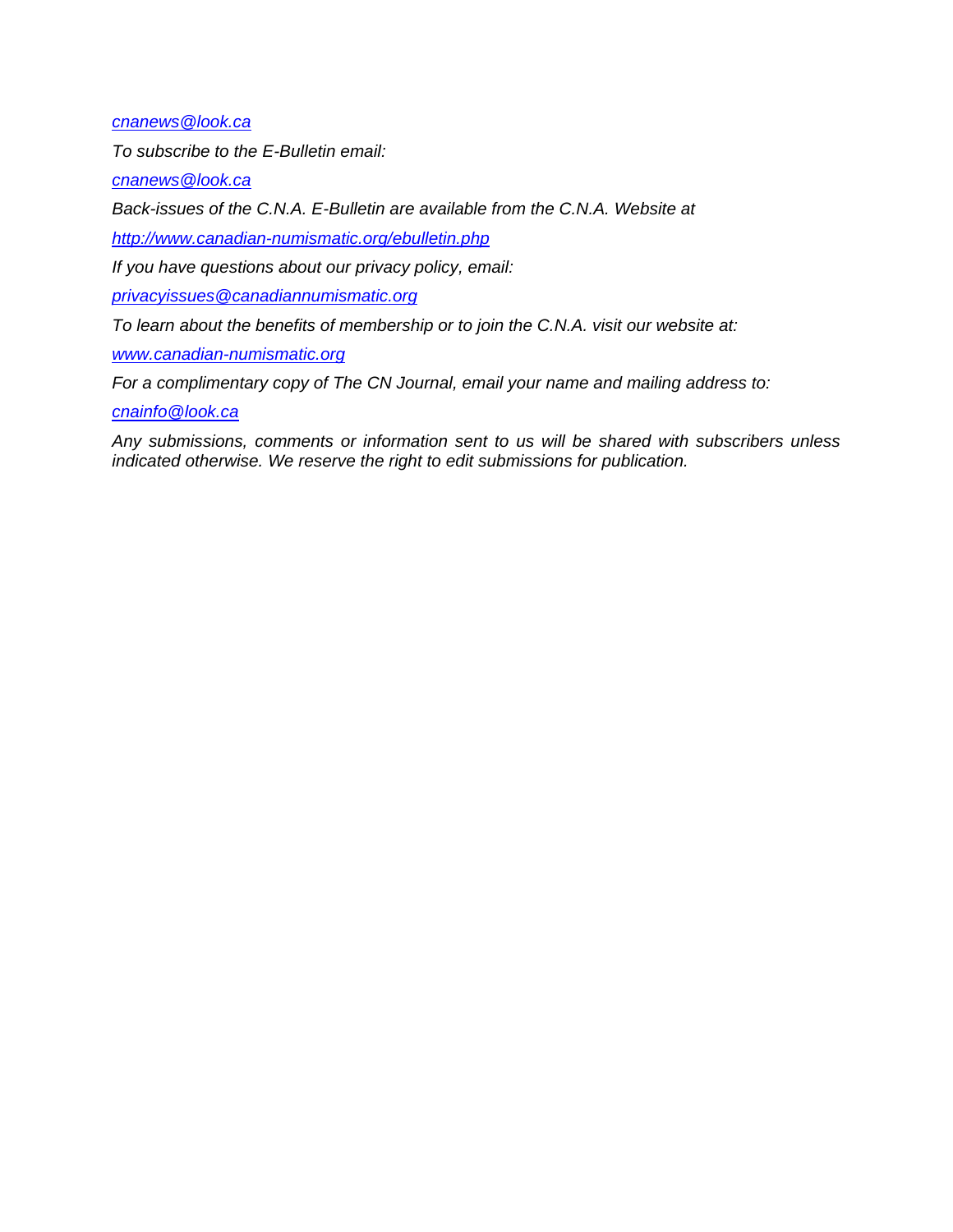*cnanews@look.ca*

*To subscribe to the E-Bulletin email:*

*cnanews@look.ca*

*Back-issues of the C.N.A. E-Bulletin are available from the C.N.A. Website at*

*http://www.canadian-numismatic.org/ebulletin.php*

*If you have questions about our privacy policy, email:*

*privacyissues@canadiannumismatic.org*

*To learn about the benefits of membership or to join the C.N.A. visit our website at:*

*www.canadian-numismatic.org*

*For a complimentary copy of The CN Journal, email your name and mailing address to:*

*cnainfo@look.ca*

*Any submissions, comments or information sent to us will be shared with subscribers unless indicated otherwise. We reserve the right to edit submissions for publication.*